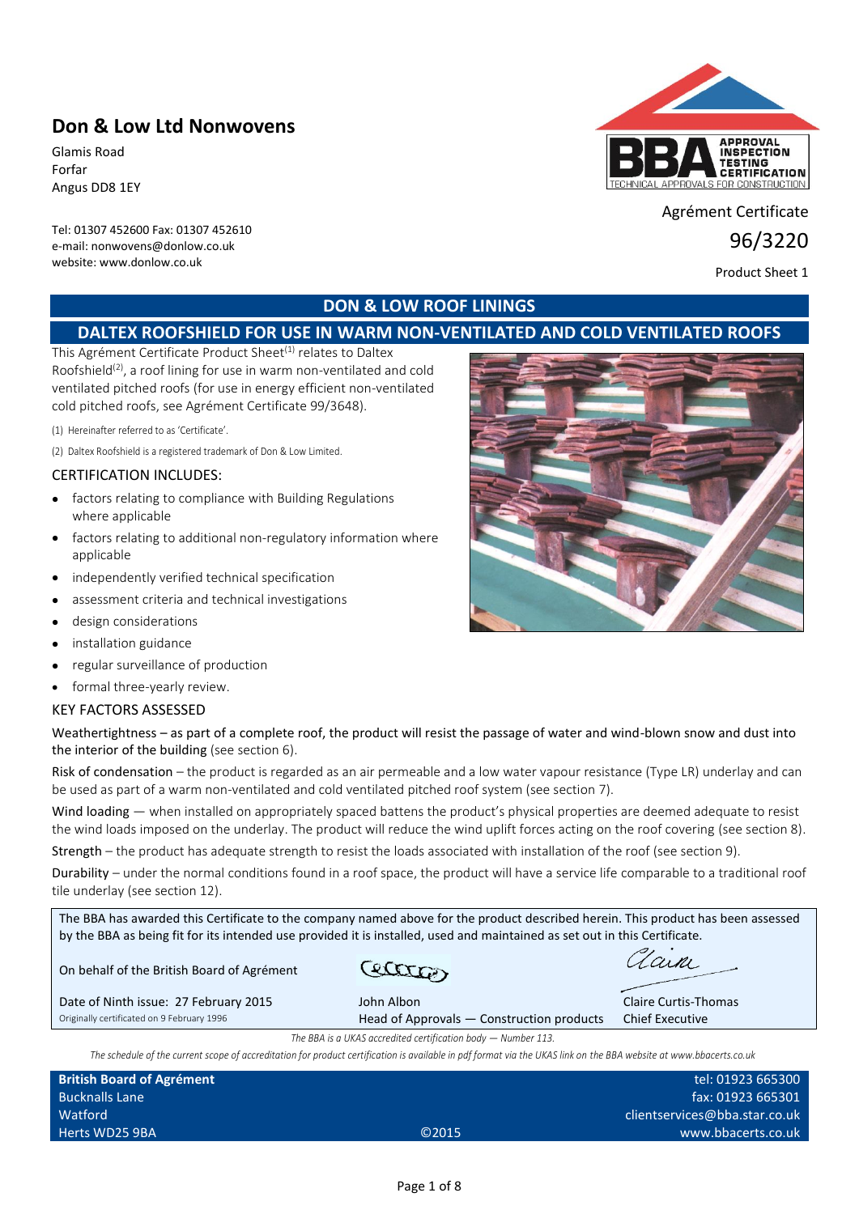# Don & Low Ltd Nonwovens

Glamis Road
Forfar
Angus DD8 1EY

Tel: 01307 452600 Fax: 01307 452610
e-mail: nonwovens@donlow.co.uk
website: www.donlow.co.uk

Agrément Certificate
96/3220
Product Sheet 1

## DON & LOW ROOF LININGS

## DALTEX ROOFSHIELD FOR USE IN WARM NON-VENTILATED AND COLD VENTILATED ROOFS

This Agrément Certificate Product Sheet[1] relates to Daltex Roofshield[2], a roof lining for use in warm non-ventilated and cold ventilated pitched roofs (for use in energy efficient non-ventilated cold pitched roofs, see Agrément Certificate 99/3648).

(1) Hereinafter referred to as 'Certificate'.

(2) Daltex Roofshield is a registered trademark of Don & Low Limited.

### CERTIFICATION INCLUDES:

- factors relating to compliance with Building Regulations where applicable
- factors relating to additional non-regulatory information where applicable
- independently verified technical specification
- assessment criteria and technical investigations
- design considerations
- installation guidance
- regular surveillance of production
- formal three-yearly review.

### KEY FACTORS ASSESSED

Weathertightness – as part of a complete roof, the product will resist the passage of water and wind-blown snow and dust into the interior of the building (see section 6).

Risk of condensation – the product is regarded as an air permeable and a low water vapour resistance (Type LR) underlay and can be used as part of a warm non-ventilated and cold ventilated pitched roof system (see section 7).

Wind loading — when installed on appropriately spaced battens the product's physical properties are deemed adequate to resist the wind loads imposed on the underlay. The product will reduce the wind uplift forces acting on the roof covering (see section 8).

Strength – the product has adequate strength to resist the loads associated with installation of the roof (see section 9).

Durability – under the normal conditions found in a roof space, the product will have a service life comparable to a traditional roof tile underlay (see section 12).

The BBA has awarded this Certificate to the company named above for the product described herein. This product has been assessed by the BBA as being fit for its intended use provided it is installed, used and maintained as set out in this Certificate.

On behalf of the British Board of Agrément

Date of Ninth issue: 27 February 2015
Originally certificated on 9 February 1996

John Albon
Head of Approvals — Construction products

Claire Curtis-Thomas
Chief Executive

*The BBA is a UKAS accredited certification body — Number 113.*

*The schedule of the current scope of accreditation for product certification is available in pdf format via the UKAS link on the BBA website at www.bbacerts.co.uk*

**British Board of Agrément**
Bucknalls Lane
Watford
Herts WD25 9BA

©2015

tel: 01923 665300
fax: 01923 665301
clientservices@bba.star.co.uk
www.bbacerts.co.uk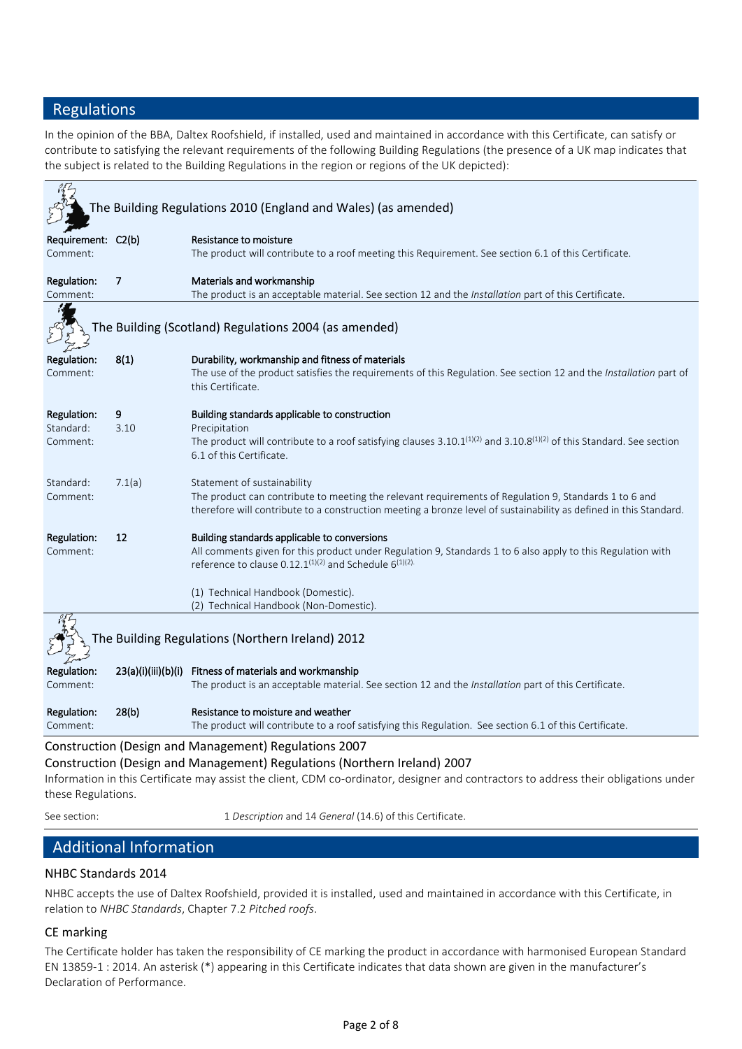## Regulations

In the opinion of the BBA, Daltex Roofshield, if installed, used and maintained in accordance with this Certificate, can satisfy or contribute to satisfying the relevant requirements of the following Building Regulations (the presence of a UK map indicates that the subject is related to the Building Regulations in the region or regions of the UK depicted):

### The Building Regulations 2010 (England and Wales) (as amended)

**Requirement: C2(b)** — **Resistance to moisture**
Comment: The product will contribute to a roof meeting this Requirement. See section 6.1 of this Certificate.

**Regulation: 7** — **Materials and workmanship**
Comment: The product is an acceptable material. See section 12 and the *Installation* part of this Certificate.

### The Building (Scotland) Regulations 2004 (as amended)

**Regulation: 8(1)** — **Durability, workmanship and fitness of materials**
Comment: The use of the product satisfies the requirements of this Regulation. See section 12 and the *Installation* part of this Certificate.

**Regulation: 9** — **Building standards applicable to construction**
Standard: 3.10 — Precipitation
Comment: The product will contribute to a roof satisfying clauses 3.10.1[(1)(2)] and 3.10.8[(1)(2)] of this Standard. See section 6.1 of this Certificate.

Standard: 7.1(a) — Statement of sustainability
Comment: The product can contribute to meeting the relevant requirements of Regulation 9, Standards 1 to 6 and therefore will contribute to a construction meeting a bronze level of sustainability as defined in this Standard.

**Regulation: 12** — **Building standards applicable to conversions**
Comment: All comments given for this product under Regulation 9, Standards 1 to 6 also apply to this Regulation with reference to clause 0.12.1[(1)(2)] and Schedule 6[(1)(2)].

(1) Technical Handbook (Domestic).
(2) Technical Handbook (Non-Domestic).

### The Building Regulations (Northern Ireland) 2012

**Regulation: 23(a)(i)(iii)(b)(i)** — **Fitness of materials and workmanship**
Comment: The product is an acceptable material. See section 12 and the *Installation* part of this Certificate.

**Regulation: 28(b)** — **Resistance to moisture and weather**
Comment: The product will contribute to a roof satisfying this Regulation. See section 6.1 of this Certificate.

### Construction (Design and Management) Regulations 2007
### Construction (Design and Management) Regulations (Northern Ireland) 2007

Information in this Certificate may assist the client, CDM co-ordinator, designer and contractors to address their obligations under these Regulations.

See section: 1 *Description* and 14 *General* (14.6) of this Certificate.

## Additional Information

### NHBC Standards 2014

NHBC accepts the use of Daltex Roofshield, provided it is installed, used and maintained in accordance with this Certificate, in relation to *NHBC Standards*, Chapter 7.2 *Pitched roofs*.

### CE marking

The Certificate holder has taken the responsibility of CE marking the product in accordance with harmonised European Standard EN 13859-1 : 2014. An asterisk (*) appearing in this Certificate indicates that data shown are given in the manufacturer's Declaration of Performance.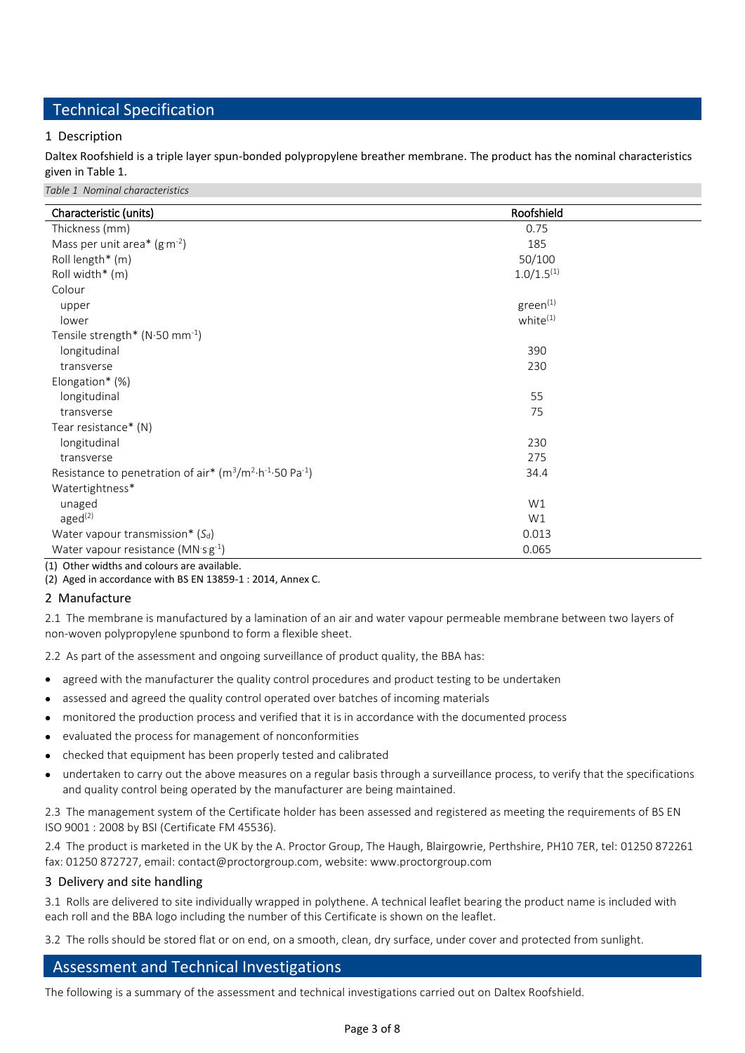## Technical Specification

### 1 Description

Daltex Roofshield is a triple layer spun-bonded polypropylene breather membrane. The product has the nominal characteristics given in Table 1.

*Table 1 Nominal characteristics*

| Characteristic (units) | Roofshield |
|---|---|
| Thickness (mm) | 0.75 |
| Mass per unit area* ($g \cdot m^{-2}$) | 185 |
| Roll length* (m) | 50/100 |
| Roll width* (m) | 1.0/1.5(1) |
| Colour | |
| upper | green(1) |
| lower | white(1) |
| Tensile strength* ($N \cdot 50\ mm^{-1}$) | |
| longitudinal | 390 |
| transverse | 230 |
| Elongation* (%) | |
| longitudinal | 55 |
| transverse | 75 |
| Tear resistance* (N) | |
| longitudinal | 230 |
| transverse | 275 |
| Resistance to penetration of air* ($m^3/m^2 \cdot h^{-1} \cdot 50\ Pa^{-1}$) | 34.4 |
| Watertightness* | |
| unaged | W1 |
| aged(2) | W1 |
| Water vapour transmission* ($S_d$) | 0.013 |
| Water vapour resistance ($MN \cdot s \cdot g^{-1}$) | 0.065 |

(1) Other widths and colours are available.

(2) Aged in accordance with BS EN 13859-1 : 2014, Annex C.

### 2 Manufacture

2.1 The membrane is manufactured by a lamination of an air and water vapour permeable membrane between two layers of non-woven polypropylene spunbond to form a flexible sheet.

2.2 As part of the assessment and ongoing surveillance of product quality, the BBA has:

- agreed with the manufacturer the quality control procedures and product testing to be undertaken
- assessed and agreed the quality control operated over batches of incoming materials
- monitored the production process and verified that it is in accordance with the documented process
- evaluated the process for management of nonconformities
- checked that equipment has been properly tested and calibrated
- undertaken to carry out the above measures on a regular basis through a surveillance process, to verify that the specifications and quality control being operated by the manufacturer are being maintained.

2.3 The management system of the Certificate holder has been assessed and registered as meeting the requirements of BS EN ISO 9001 : 2008 by BSI (Certificate FM 45536).

2.4 The product is marketed in the UK by the A. Proctor Group, The Haugh, Blairgowrie, Perthshire, PH10 7ER, tel: 01250 872261 fax: 01250 872727, email: contact@proctorgroup.com, website: www.proctorgroup.com

### 3 Delivery and site handling

3.1 Rolls are delivered to site individually wrapped in polythene. A technical leaflet bearing the product name is included with each roll and the BBA logo including the number of this Certificate is shown on the leaflet.

3.2 The rolls should be stored flat or on end, on a smooth, clean, dry surface, under cover and protected from sunlight.

## Assessment and Technical Investigations

The following is a summary of the assessment and technical investigations carried out on Daltex Roofshield.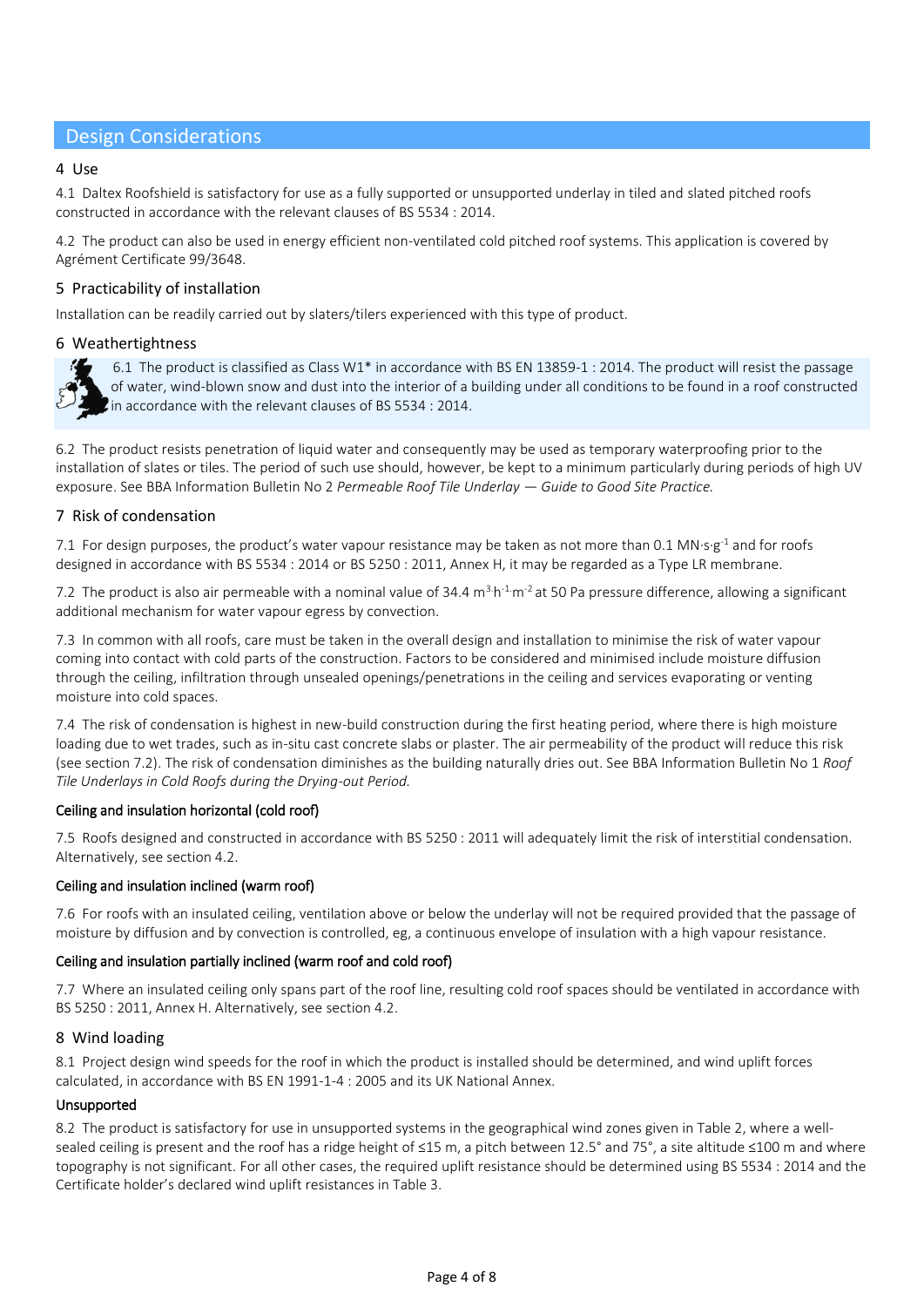## Design Considerations

### 4 Use

4.1 Daltex Roofshield is satisfactory for use as a fully supported or unsupported underlay in tiled and slated pitched roofs constructed in accordance with the relevant clauses of BS 5534 : 2014.

4.2 The product can also be used in energy efficient non-ventilated cold pitched roof systems. This application is covered by Agrément Certificate 99/3648.

### 5 Practicability of installation

Installation can be readily carried out by slaters/tilers experienced with this type of product.

### 6 Weathertightness

6.1 The product is classified as Class W1* in accordance with BS EN 13859-1 : 2014. The product will resist the passage of water, wind-blown snow and dust into the interior of a building under all conditions to be found in a roof constructed in accordance with the relevant clauses of BS 5534 : 2014.

6.2 The product resists penetration of liquid water and consequently may be used as temporary waterproofing prior to the installation of slates or tiles. The period of such use should, however, be kept to a minimum particularly during periods of high UV exposure. See BBA Information Bulletin No 2 *Permeable Roof Tile Underlay — Guide to Good Site Practice.*

### 7 Risk of condensation

7.1 For design purposes, the product's water vapour resistance may be taken as not more than 0.1 $MN{\cdot}s{\cdot}g^{-1}$ and for roofs designed in accordance with BS 5534 : 2014 or BS 5250 : 2011, Annex H, it may be regarded as a Type LR membrane.

7.2 The product is also air permeable with a nominal value of 34.4 $m^3{\cdot}h^{-1}{\cdot}m^{-2}$ at 50 Pa pressure difference, allowing a significant additional mechanism for water vapour egress by convection.

7.3 In common with all roofs, care must be taken in the overall design and installation to minimise the risk of water vapour coming into contact with cold parts of the construction. Factors to be considered and minimised include moisture diffusion through the ceiling, infiltration through unsealed openings/penetrations in the ceiling and services evaporating or venting moisture into cold spaces.

7.4 The risk of condensation is highest in new-build construction during the first heating period, where there is high moisture loading due to wet trades, such as in-situ cast concrete slabs or plaster. The air permeability of the product will reduce this risk (see section 7.2). The risk of condensation diminishes as the building naturally dries out. See BBA Information Bulletin No 1 *Roof Tile Underlays in Cold Roofs during the Drying-out Period.*

#### Ceiling and insulation horizontal (cold roof)

7.5 Roofs designed and constructed in accordance with BS 5250 : 2011 will adequately limit the risk of interstitial condensation. Alternatively, see section 4.2.

#### Ceiling and insulation inclined (warm roof)

7.6 For roofs with an insulated ceiling, ventilation above or below the underlay will not be required provided that the passage of moisture by diffusion and by convection is controlled, eg, a continuous envelope of insulation with a high vapour resistance.

#### Ceiling and insulation partially inclined (warm roof and cold roof)

7.7 Where an insulated ceiling only spans part of the roof line, resulting cold roof spaces should be ventilated in accordance with BS 5250 : 2011, Annex H. Alternatively, see section 4.2.

### 8 Wind loading

8.1 Project design wind speeds for the roof in which the product is installed should be determined, and wind uplift forces calculated, in accordance with BS EN 1991-1-4 : 2005 and its UK National Annex.

#### Unsupported

8.2 The product is satisfactory for use in unsupported systems in the geographical wind zones given in Table 2, where a well-sealed ceiling is present and the roof has a ridge height of ≤15 m, a pitch between 12.5° and 75°, a site altitude ≤100 m and where topography is not significant. For all other cases, the required uplift resistance should be determined using BS 5534 : 2014 and the Certificate holder's declared wind uplift resistances in Table 3.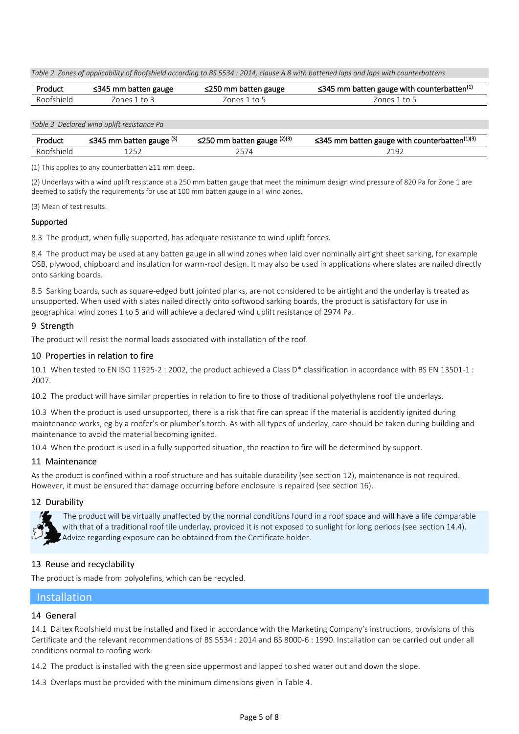*Table 2 Zones of applicability of Roofshield according to BS 5534 : 2014, clause A.8 with battened laps and laps with counterbattens*

| Product | ≤345 mm batten gauge | ≤250 mm batten gauge | ≤345 mm batten gauge with counterbatten[1] |
|---|---|---|---|
| Roofshield | Zones 1 to 3 | Zones 1 to 5 | Zones 1 to 5 |

*Table 3 Declared wind uplift resistance Pa*

| Product | ≤345 mm batten gauge [3] | ≤250 mm batten gauge [2][3] | ≤345 mm batten gauge with counterbatten[1][3] |
|---|---|---|---|
| Roofshield | 1252 | 2574 | 2192 |

(1) This applies to any counterbatten ≥11 mm deep.

(2) Underlays with a wind uplift resistance at a 250 mm batten gauge that meet the minimum design wind pressure of 820 Pa for Zone 1 are deemed to satisfy the requirements for use at 100 mm batten gauge in all wind zones.

(3) Mean of test results.

**Supported**

8.3 The product, when fully supported, has adequate resistance to wind uplift forces.

8.4 The product may be used at any batten gauge in all wind zones when laid over nominally airtight sheet sarking, for example OSB, plywood, chipboard and insulation for warm-roof design. It may also be used in applications where slates are nailed directly onto sarking boards.

8.5 Sarking boards, such as square-edged butt jointed planks, are not considered to be airtight and the underlay is treated as unsupported. When used with slates nailed directly onto softwood sarking boards, the product is satisfactory for use in geographical wind zones 1 to 5 and will achieve a declared wind uplift resistance of 2974 Pa.

## 9 Strength

The product will resist the normal loads associated with installation of the roof.

## 10 Properties in relation to fire

10.1 When tested to EN ISO 11925-2 : 2002, the product achieved a Class D* classification in accordance with BS EN 13501-1 : 2007.

10.2 The product will have similar properties in relation to fire to those of traditional polyethylene roof tile underlays.

10.3 When the product is used unsupported, there is a risk that fire can spread if the material is accidently ignited during maintenance works, eg by a roofer's or plumber's torch. As with all types of underlay, care should be taken during building and maintenance to avoid the material becoming ignited.

10.4 When the product is used in a fully supported situation, the reaction to fire will be determined by support.

## 11 Maintenance

As the product is confined within a roof structure and has suitable durability (see section 12), maintenance is not required. However, it must be ensured that damage occurring before enclosure is repaired (see section 16).

## 12 Durability

The product will be virtually unaffected by the normal conditions found in a roof space and will have a life comparable with that of a traditional roof tile underlay, provided it is not exposed to sunlight for long periods (see section 14.4). Advice regarding exposure can be obtained from the Certificate holder.

## 13 Reuse and recyclability

The product is made from polyolefins, which can be recycled.

# Installation

## 14 General

14.1 Daltex Roofshield must be installed and fixed in accordance with the Marketing Company's instructions, provisions of this Certificate and the relevant recommendations of BS 5534 : 2014 and BS 8000-6 : 1990. Installation can be carried out under all conditions normal to roofing work.

14.2 The product is installed with the green side uppermost and lapped to shed water out and down the slope.

14.3 Overlaps must be provided with the minimum dimensions given in Table 4.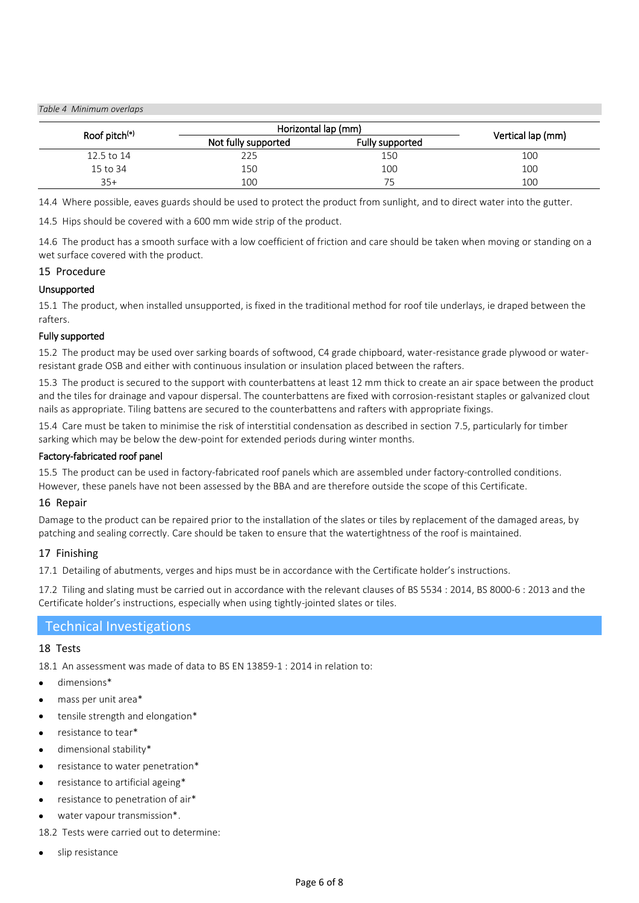*Table 4 Minimum overlaps*

| Roof pitch[(°)] | Horizontal lap (mm) | | Vertical lap (mm) |
|---|---|---|---|
| | Not fully supported | Fully supported | |
| 12.5 to 14 | 225 | 150 | 100 |
| 15 to 34 | 150 | 100 | 100 |
| 35+ | 100 | 75 | 100 |

14.4 Where possible, eaves guards should be used to protect the product from sunlight, and to direct water into the gutter.

14.5 Hips should be covered with a 600 mm wide strip of the product.

14.6 The product has a smooth surface with a low coefficient of friction and care should be taken when moving or standing on a wet surface covered with the product.

## 15 Procedure

### Unsupported

15.1 The product, when installed unsupported, is fixed in the traditional method for roof tile underlays, ie draped between the rafters.

### Fully supported

15.2 The product may be used over sarking boards of softwood, C4 grade chipboard, water-resistance grade plywood or water-resistant grade OSB and either with continuous insulation or insulation placed between the rafters.

15.3 The product is secured to the support with counterbattens at least 12 mm thick to create an air space between the product and the tiles for drainage and vapour dispersal. The counterbattens are fixed with corrosion-resistant staples or galvanized clout nails as appropriate. Tiling battens are secured to the counterbattens and rafters with appropriate fixings.

15.4 Care must be taken to minimise the risk of interstitial condensation as described in section 7.5, particularly for timber sarking which may be below the dew-point for extended periods during winter months.

### Factory-fabricated roof panel

15.5 The product can be used in factory-fabricated roof panels which are assembled under factory-controlled conditions. However, these panels have not been assessed by the BBA and are therefore outside the scope of this Certificate.

## 16 Repair

Damage to the product can be repaired prior to the installation of the slates or tiles by replacement of the damaged areas, by patching and sealing correctly. Care should be taken to ensure that the watertightness of the roof is maintained.

## 17 Finishing

17.1 Detailing of abutments, verges and hips must be in accordance with the Certificate holder's instructions.

17.2 Tiling and slating must be carried out in accordance with the relevant clauses of BS 5534 : 2014, BS 8000-6 : 2013 and the Certificate holder's instructions, especially when using tightly-jointed slates or tiles.

# Technical Investigations

## 18 Tests

18.1 An assessment was made of data to BS EN 13859-1 : 2014 in relation to:

- dimensions*
- mass per unit area*
- tensile strength and elongation*
- resistance to tear*
- dimensional stability*
- resistance to water penetration*
- resistance to artificial ageing*
- resistance to penetration of air*
- water vapour transmission*.

18.2 Tests were carried out to determine:

- slip resistance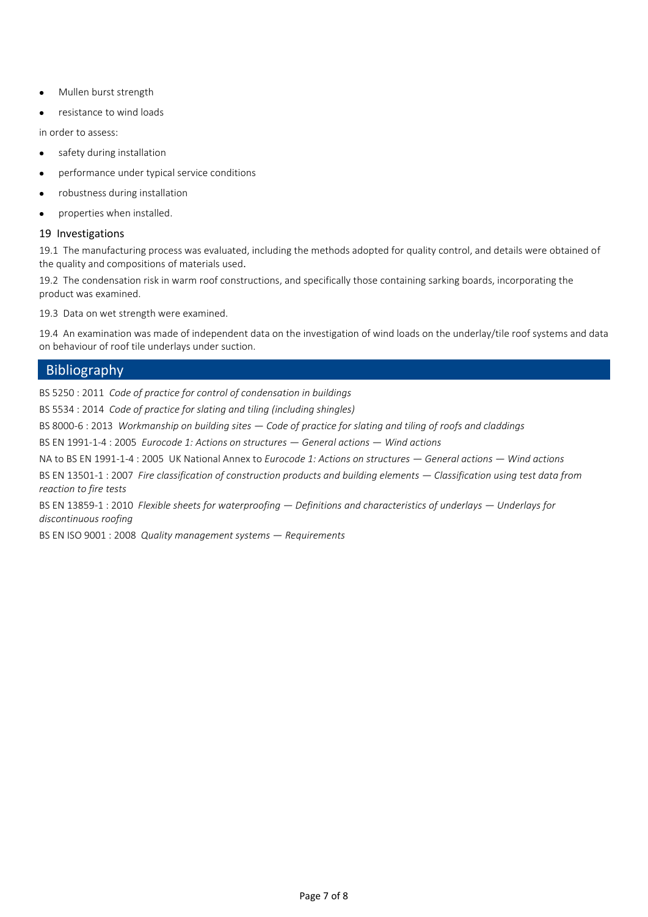- Mullen burst strength
- resistance to wind loads

in order to assess:

- safety during installation
- performance under typical service conditions
- robustness during installation
- properties when installed.

### 19 Investigations

19.1 The manufacturing process was evaluated, including the methods adopted for quality control, and details were obtained of the quality and compositions of materials used.

19.2 The condensation risk in warm roof constructions, and specifically those containing sarking boards, incorporating the product was examined.

19.3 Data on wet strength were examined.

19.4 An examination was made of independent data on the investigation of wind loads on the underlay/tile roof systems and data on behaviour of roof tile underlays under suction.

## Bibliography

BS 5250 : 2011 *Code of practice for control of condensation in buildings*

BS 5534 : 2014 *Code of practice for slating and tiling (including shingles)*

BS 8000-6 : 2013 *Workmanship on building sites — Code of practice for slating and tiling of roofs and claddings*

BS EN 1991-1-4 : 2005 *Eurocode 1: Actions on structures — General actions — Wind actions*

NA to BS EN 1991-1-4 : 2005 UK National Annex to *Eurocode 1: Actions on structures — General actions — Wind actions*

BS EN 13501-1 : 2007 *Fire classification of construction products and building elements — Classification using test data from reaction to fire tests*

BS EN 13859-1 : 2010 *Flexible sheets for waterproofing — Definitions and characteristics of underlays — Underlays for discontinuous roofing*

BS EN ISO 9001 : 2008 *Quality management systems — Requirements*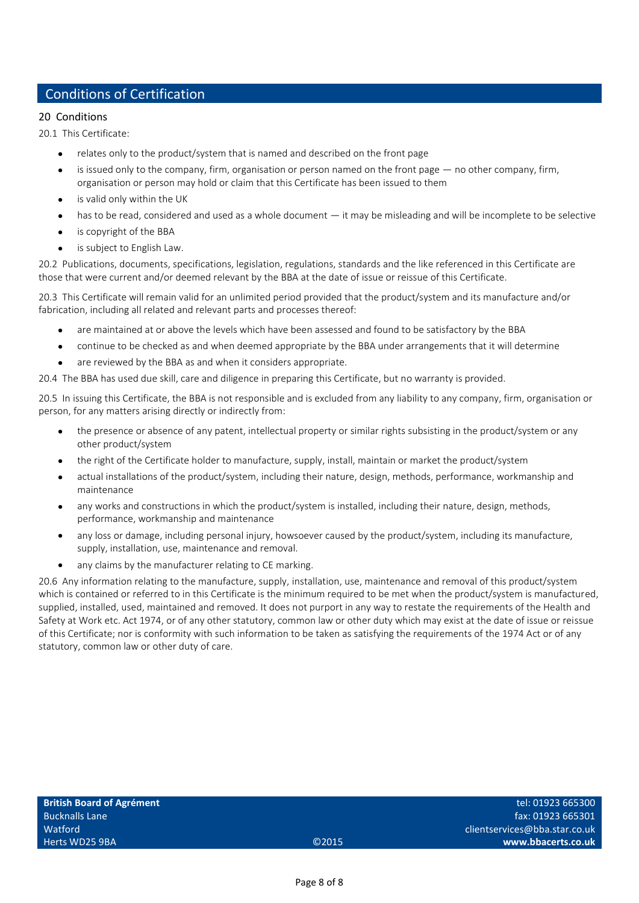## Conditions of Certification

### 20 Conditions

20.1 This Certificate:

- relates only to the product/system that is named and described on the front page
- is issued only to the company, firm, organisation or person named on the front page — no other company, firm, organisation or person may hold or claim that this Certificate has been issued to them
- is valid only within the UK
- has to be read, considered and used as a whole document — it may be misleading and will be incomplete to be selective
- is copyright of the BBA
- is subject to English Law.

20.2 Publications, documents, specifications, legislation, regulations, standards and the like referenced in this Certificate are those that were current and/or deemed relevant by the BBA at the date of issue or reissue of this Certificate.

20.3 This Certificate will remain valid for an unlimited period provided that the product/system and its manufacture and/or fabrication, including all related and relevant parts and processes thereof:

- are maintained at or above the levels which have been assessed and found to be satisfactory by the BBA
- continue to be checked as and when deemed appropriate by the BBA under arrangements that it will determine
- are reviewed by the BBA as and when it considers appropriate.

20.4 The BBA has used due skill, care and diligence in preparing this Certificate, but no warranty is provided.

20.5 In issuing this Certificate, the BBA is not responsible and is excluded from any liability to any company, firm, organisation or person, for any matters arising directly or indirectly from:

- the presence or absence of any patent, intellectual property or similar rights subsisting in the product/system or any other product/system
- the right of the Certificate holder to manufacture, supply, install, maintain or market the product/system
- actual installations of the product/system, including their nature, design, methods, performance, workmanship and maintenance
- any works and constructions in which the product/system is installed, including their nature, design, methods, performance, workmanship and maintenance
- any loss or damage, including personal injury, howsoever caused by the product/system, including its manufacture, supply, installation, use, maintenance and removal.
- any claims by the manufacturer relating to CE marking.

20.6 Any information relating to the manufacture, supply, installation, use, maintenance and removal of this product/system which is contained or referred to in this Certificate is the minimum required to be met when the product/system is manufactured, supplied, installed, used, maintained and removed. It does not purport in any way to restate the requirements of the Health and Safety at Work etc. Act 1974, or of any other statutory, common law or other duty which may exist at the date of issue or reissue of this Certificate; nor is conformity with such information to be taken as satisfying the requirements of the 1974 Act or of any statutory, common law or other duty of care.

**British Board of Agrément**
Bucknalls Lane
Watford
Herts WD25 9BA

©2015

tel: 01923 665300
fax: 01923 665301
clientservices@bba.star.co.uk
**www.bbacerts.co.uk**